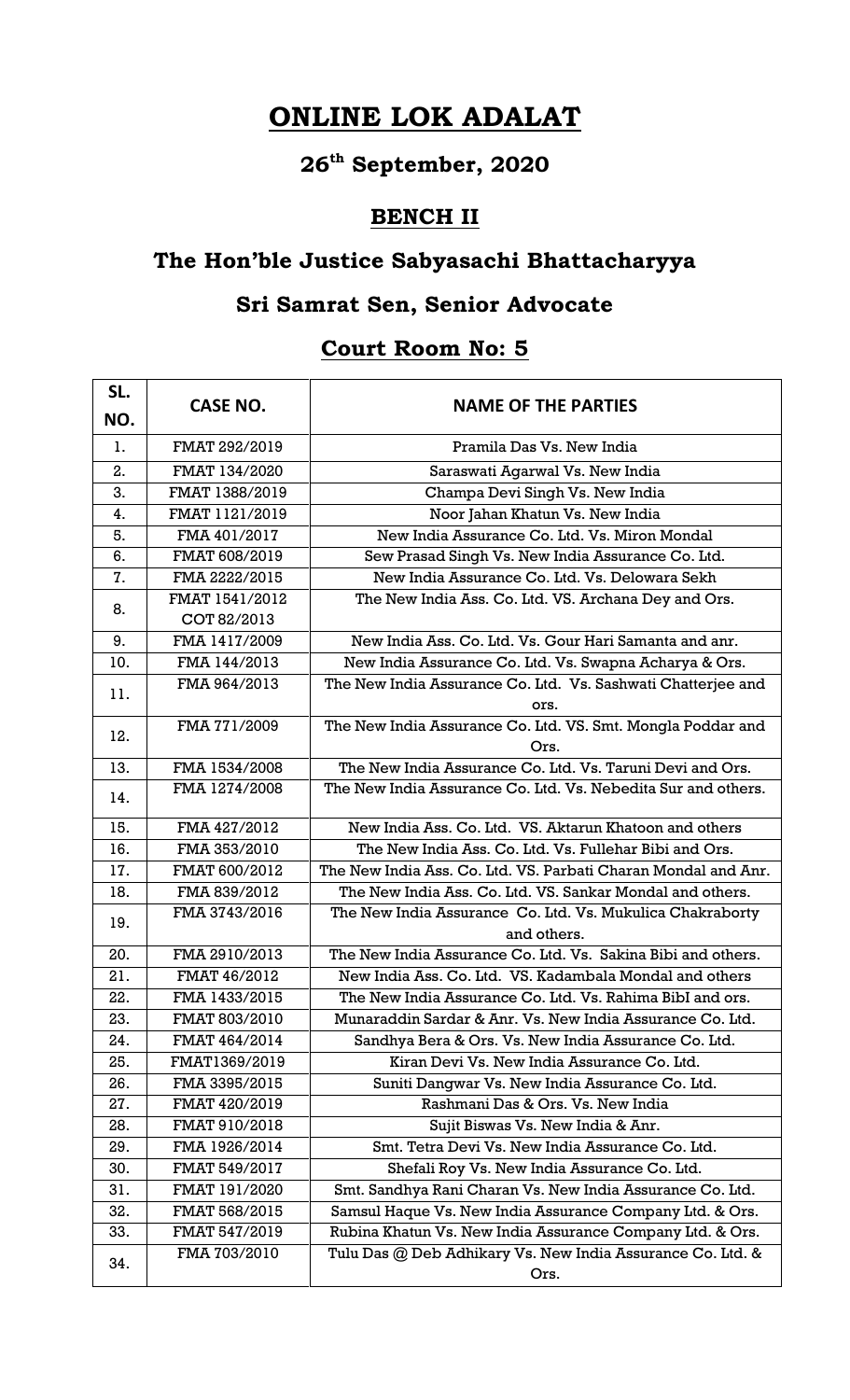# ONLINE LOK ADALAT

## 26th September, 2020

## BENCH II

## The Hon'ble Justice Sabyasachi Bhattacharyya

## Sri Samrat Sen, Senior Advocate

## Court Room No: 5

| SL. NO. | CASE NO. | NAME OF THE PARTIES |
|---|---|---|
| 1. | FMAT 292/2019 | Pramila Das Vs. New India |
| 2. | FMAT 134/2020 | Saraswati Agarwal Vs. New India |
| 3. | FMAT 1388/2019 | Champa Devi Singh Vs. New India |
| 4. | FMAT 1121/2019 | Noor Jahan Khatun Vs. New India |
| 5. | FMA 401/2017 | New India Assurance Co. Ltd. Vs. Miron Mondal |
| 6. | FMAT 608/2019 | Sew Prasad Singh Vs. New India Assurance Co. Ltd. |
| 7. | FMA 2222/2015 | New India Assurance Co. Ltd. Vs. Delowara Sekh |
| 8. | FMAT 1541/2012<br>COT 82/2013 | The New India Ass. Co. Ltd. VS. Archana Dey and Ors. |
| 9. | FMA 1417/2009 | New India Ass. Co. Ltd. Vs. Gour Hari Samanta and anr. |
| 10. | FMA 144/2013 | New India Assurance Co. Ltd. Vs. Swapna Acharya & Ors. |
| 11. | FMA 964/2013 | The New India Assurance Co. Ltd. Vs. Sashwati Chatterjee and ors. |
| 12. | FMA 771/2009 | The New India Assurance Co. Ltd. VS. Smt. Mongla Poddar and Ors. |
| 13. | FMA 1534/2008 | The New India Assurance Co. Ltd. Vs. Taruni Devi and Ors. |
| 14. | FMA 1274/2008 | The New India Assurance Co. Ltd. Vs. Nebedita Sur and others. |
| 15. | FMA 427/2012 | New India Ass. Co. Ltd. VS. Aktarun Khatoon and others |
| 16. | FMA 353/2010 | The New India Ass. Co. Ltd. Vs. Fullehar Bibi and Ors. |
| 17. | FMAT 600/2012 | The New India Ass. Co. Ltd. VS. Parbati Charan Mondal and Anr. |
| 18. | FMA 839/2012 | The New India Ass. Co. Ltd. VS. Sankar Mondal and others. |
| 19. | FMA 3743/2016 | The New India Assurance Co. Ltd. Vs. Mukulica Chakraborty and others. |
| 20. | FMA 2910/2013 | The New India Assurance Co. Ltd. Vs. Sakina Bibi and others. |
| 21. | FMAT 46/2012 | New India Ass. Co. Ltd. VS. Kadambala Mondal and others |
| 22. | FMA 1433/2015 | The New India Assurance Co. Ltd. Vs. Rahima BibI and ors. |
| 23. | FMAT 803/2010 | Munaraddin Sardar & Anr. Vs. New India Assurance Co. Ltd. |
| 24. | FMAT 464/2014 | Sandhya Bera & Ors. Vs. New India Assurance Co. Ltd. |
| 25. | FMAT1369/2019 | Kiran Devi Vs. New India Assurance Co. Ltd. |
| 26. | FMA 3395/2015 | Suniti Dangwar Vs. New India Assurance Co. Ltd. |
| 27. | FMAT 420/2019 | Rashmani Das & Ors. Vs. New India |
| 28. | FMAT 910/2018 | Sujit Biswas Vs. New India & Anr. |
| 29. | FMA 1926/2014 | Smt. Tetra Devi Vs. New India Assurance Co. Ltd. |
| 30. | FMAT 549/2017 | Shefali Roy Vs. New India Assurance Co. Ltd. |
| 31. | FMAT 191/2020 | Smt. Sandhya Rani Charan Vs. New India Assurance Co. Ltd. |
| 32. | FMAT 568/2015 | Samsul Haque Vs. New India Assurance Company Ltd. & Ors. |
| 33. | FMAT 547/2019 | Rubina Khatun Vs. New India Assurance Company Ltd. & Ors. |
| 34. | FMA 703/2010 | Tulu Das @ Deb Adhikary Vs. New India Assurance Co. Ltd. & Ors. |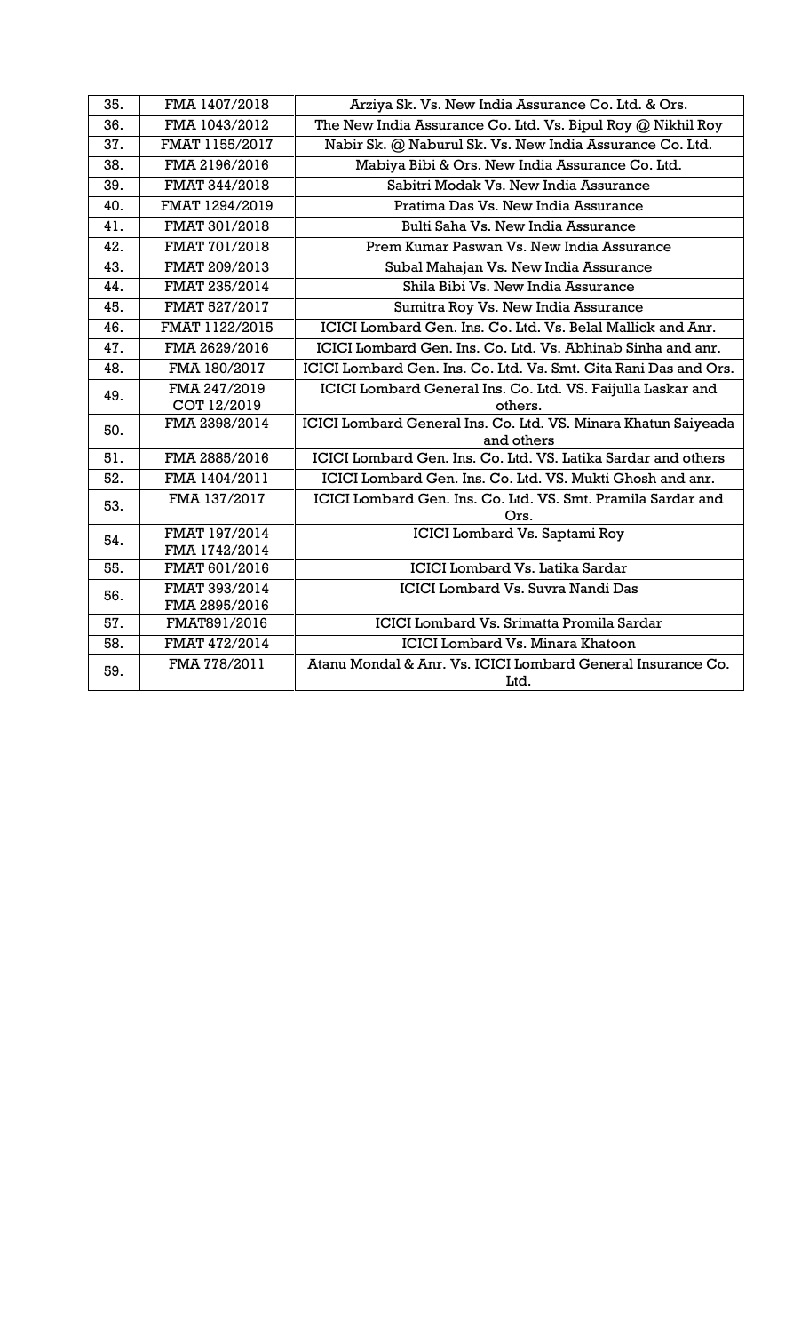| | | |
|---|---|---|
| 35. | FMA 1407/2018 | Arziya Sk. Vs. New India Assurance Co. Ltd. & Ors. |
| 36. | FMA 1043/2012 | The New India Assurance Co. Ltd. Vs. Bipul Roy @ Nikhil Roy |
| 37. | FMAT 1155/2017 | Nabir Sk. @ Naburul Sk. Vs. New India Assurance Co. Ltd. |
| 38. | FMA 2196/2016 | Mabiya Bibi & Ors. New India Assurance Co. Ltd. |
| 39. | FMAT 344/2018 | Sabitri Modak Vs. New India Assurance |
| 40. | FMAT 1294/2019 | Pratima Das Vs. New India Assurance |
| 41. | FMAT 301/2018 | Bulti Saha Vs. New India Assurance |
| 42. | FMAT 701/2018 | Prem Kumar Paswan Vs. New India Assurance |
| 43. | FMAT 209/2013 | Subal Mahajan Vs. New India Assurance |
| 44. | FMAT 235/2014 | Shila Bibi Vs. New India Assurance |
| 45. | FMAT 527/2017 | Sumitra Roy Vs. New India Assurance |
| 46. | FMAT 1122/2015 | ICICI Lombard Gen. Ins. Co. Ltd. Vs. Belal Mallick and Anr. |
| 47. | FMA 2629/2016 | ICICI Lombard Gen. Ins. Co. Ltd. Vs. Abhinab Sinha and anr. |
| 48. | FMA 180/2017 | ICICI Lombard Gen. Ins. Co. Ltd. Vs. Smt. Gita Rani Das and Ors. |
| 49. | FMA 247/2019<br>COT 12/2019 | ICICI Lombard General Ins. Co. Ltd. VS. Faijulla Laskar and others. |
| 50. | FMA 2398/2014 | ICICI Lombard General Ins. Co. Ltd. VS. Minara Khatun Saiyeada and others |
| 51. | FMA 2885/2016 | ICICI Lombard Gen. Ins. Co. Ltd. VS. Latika Sardar and others |
| 52. | FMA 1404/2011 | ICICI Lombard Gen. Ins. Co. Ltd. VS. Mukti Ghosh and anr. |
| 53. | FMA 137/2017 | ICICI Lombard Gen. Ins. Co. Ltd. VS. Smt. Pramila Sardar and Ors. |
| 54. | FMAT 197/2014<br>FMA 1742/2014 | ICICI Lombard Vs. Saptami Roy |
| 55. | FMAT 601/2016 | ICICI Lombard Vs. Latika Sardar |
| 56. | FMAT 393/2014<br>FMA 2895/2016 | ICICI Lombard Vs. Suvra Nandi Das |
| 57. | FMAT891/2016 | ICICI Lombard Vs. Srimatta Promila Sardar |
| 58. | FMAT 472/2014 | ICICI Lombard Vs. Minara Khatoon |
| 59. | FMA 778/2011 | Atanu Mondal & Anr. Vs. ICICI Lombard General Insurance Co. Ltd. |